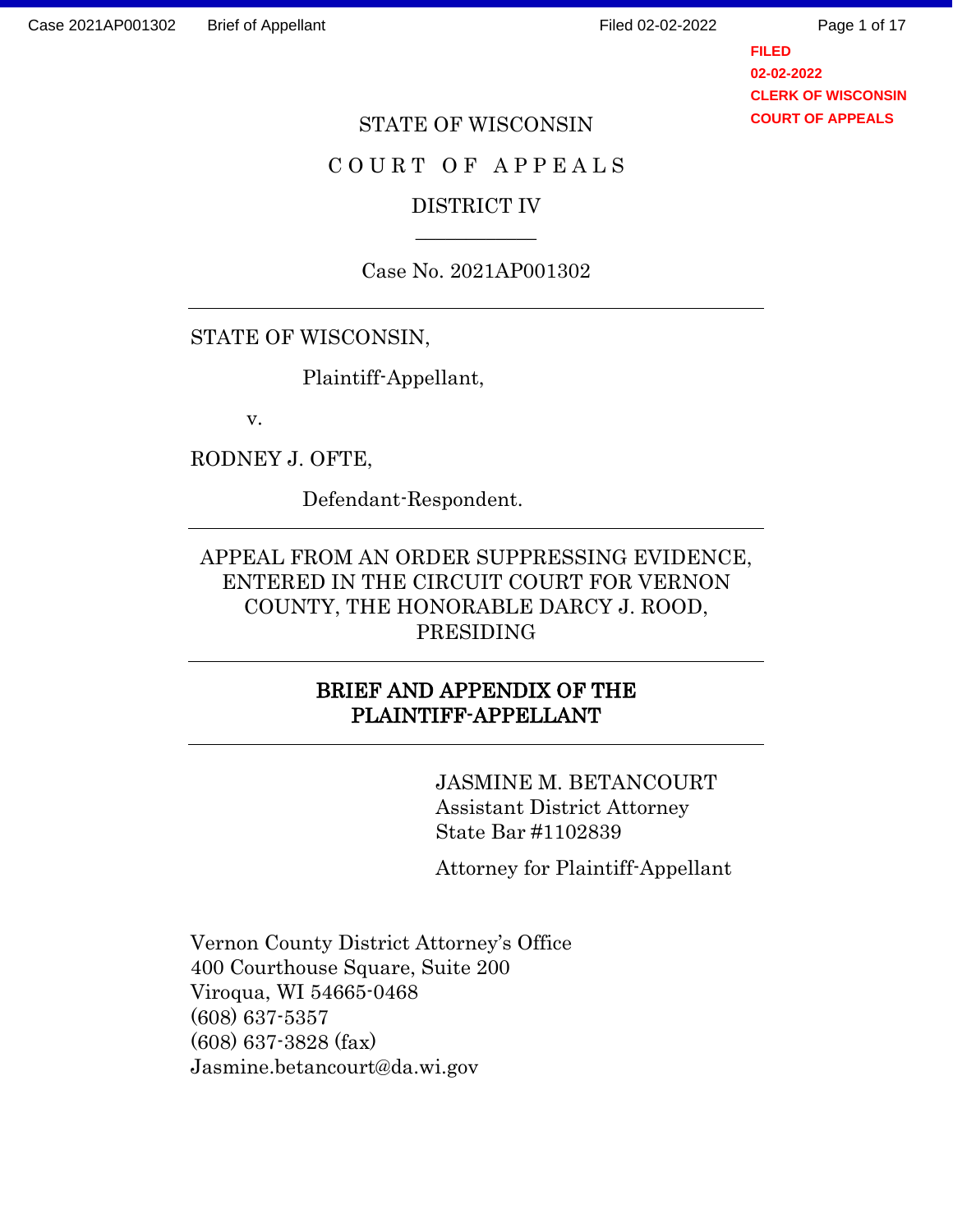FILED
02-02-2022
CLERK OF WISCONSIN
COURT OF APPEALS

STATE OF WISCONSIN

COURT OF APPEALS

DISTRICT IV

---

Case No. 2021AP001302

---

STATE OF WISCONSIN,

Plaintiff-Appellant,

v.

RODNEY J. OFTE,

Defendant-Respondent.

---

APPEAL FROM AN ORDER SUPPRESSING EVIDENCE, ENTERED IN THE CIRCUIT COURT FOR VERNON COUNTY, THE HONORABLE DARCY J. ROOD, PRESIDING

---

**BRIEF AND APPENDIX OF THE PLAINTIFF-APPELLANT**

---

JASMINE M. BETANCOURT
Assistant District Attorney
State Bar #1102839

Attorney for Plaintiff-Appellant

Vernon County District Attorney's Office
400 Courthouse Square, Suite 200
Viroqua, WI 54665-0468
(608) 637-5357
(608) 637-3828 (fax)
Jasmine.betancourt@da.wi.gov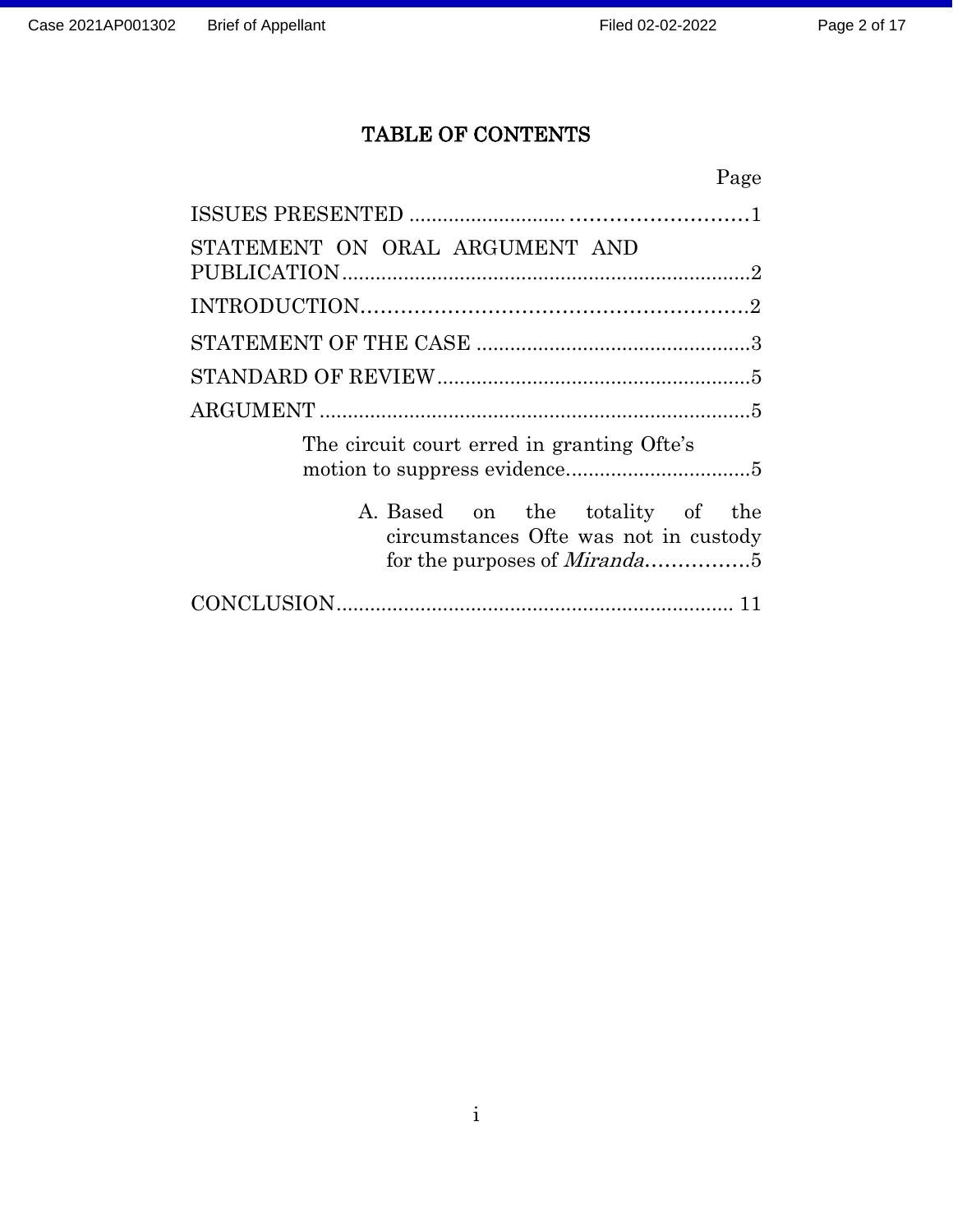# TABLE OF CONTENTS

| | Page |
|---|---|
| ISSUES PRESENTED | 1 |
| STATEMENT ON ORAL ARGUMENT AND PUBLICATION | 2 |
| INTRODUCTION | 2 |
| STATEMENT OF THE CASE | 3 |
| STANDARD OF REVIEW | 5 |
| ARGUMENT | 5 |
| The circuit court erred in granting Ofte's motion to suppress evidence | 5 |
| A. Based on the totality of the circumstances Ofte was not in custody for the purposes of *Miranda* | 5 |
| CONCLUSION | 11 |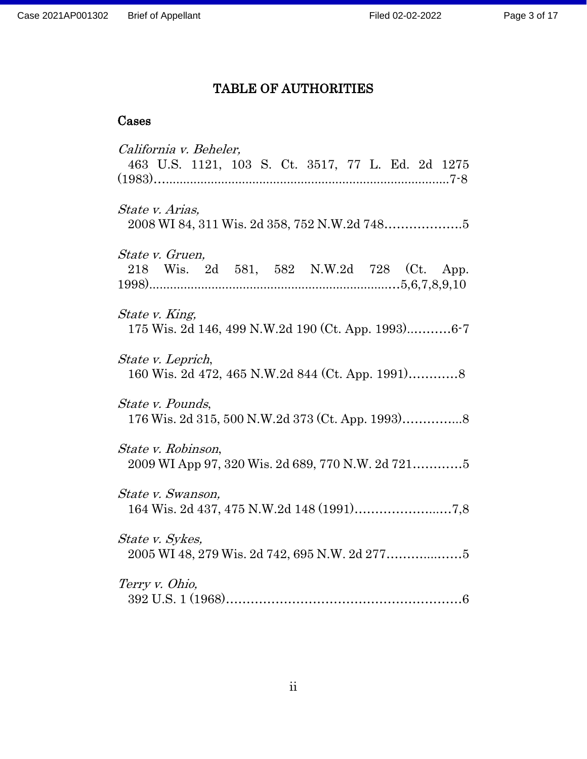# TABLE OF AUTHORITIES

## Cases

*California v. Beheler,*
463 U.S. 1121, 103 S. Ct. 3517, 77 L. Ed. 2d 1275 (1983)…..................................................................................7-8

*State v. Arias,*
2008 WI 84, 311 Wis. 2d 358, 752 N.W.2d 748……………….5

*State v. Gruen,*
218 Wis. 2d 581, 582 N.W.2d 728 (Ct. App. 1998)......................................................................…5,6,7,8,9,10

*State v. King,*
175 Wis. 2d 146, 499 N.W.2d 190 (Ct. App. 1993)..………6-7

*State v. Leprich*,
160 Wis. 2d 472, 465 N.W.2d 844 (Ct. App. 1991)…………8

*State v. Pounds*,
176 Wis. 2d 315, 500 N.W.2d 373 (Ct. App. 1993)…………...8

*State v. Robinson*,
2009 WI App 97, 320 Wis. 2d 689, 770 N.W. 2d 721…………5

*State v. Swanson,*
164 Wis. 2d 437, 475 N.W.2d 148 (1991)…………………..…7,8

*State v. Sykes,*
2005 WI 48, 279 Wis. 2d 742, 695 N.W. 2d 277……….....……5

*Terry v. Ohio,*
392 U.S. 1 (1968)……………………………………………………6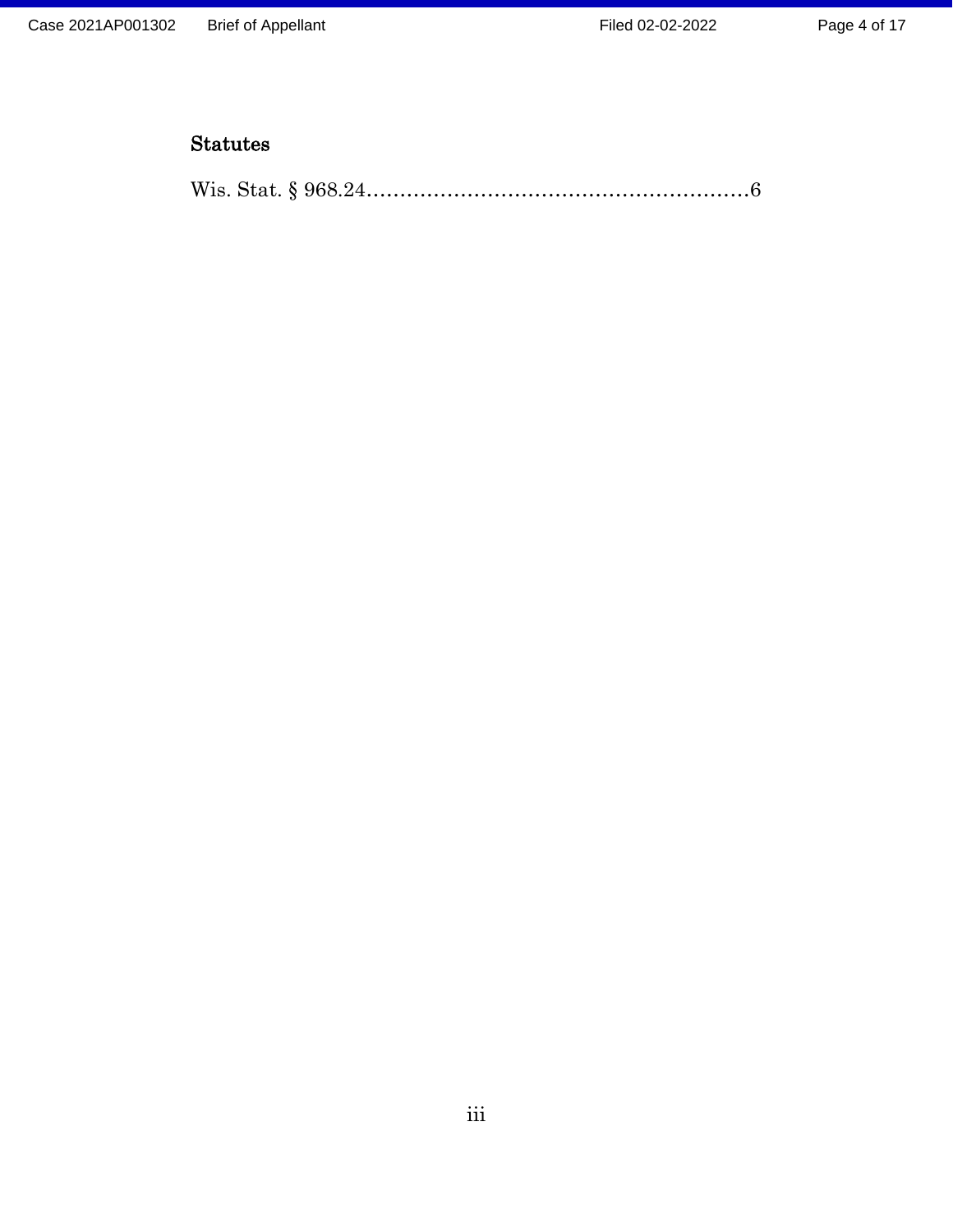### Statutes

Wis. Stat. § 968.24........................................................6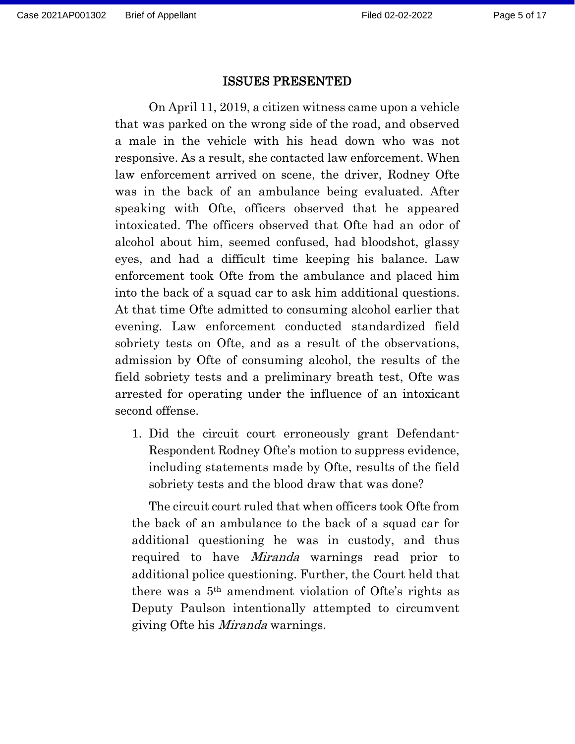## ISSUES PRESENTED

On April 11, 2019, a citizen witness came upon a vehicle that was parked on the wrong side of the road, and observed a male in the vehicle with his head down who was not responsive. As a result, she contacted law enforcement. When law enforcement arrived on scene, the driver, Rodney Ofte was in the back of an ambulance being evaluated. After speaking with Ofte, officers observed that he appeared intoxicated. The officers observed that Ofte had an odor of alcohol about him, seemed confused, had bloodshot, glassy eyes, and had a difficult time keeping his balance. Law enforcement took Ofte from the ambulance and placed him into the back of a squad car to ask him additional questions. At that time Ofte admitted to consuming alcohol earlier that evening. Law enforcement conducted standardized field sobriety tests on Ofte, and as a result of the observations, admission by Ofte of consuming alcohol, the results of the field sobriety tests and a preliminary breath test, Ofte was arrested for operating under the influence of an intoxicant second offense.

1. Did the circuit court erroneously grant Defendant-Respondent Rodney Ofte's motion to suppress evidence, including statements made by Ofte, results of the field sobriety tests and the blood draw that was done?

   The circuit court ruled that when officers took Ofte from the back of an ambulance to the back of a squad car for additional questioning he was in custody, and thus required to have *Miranda* warnings read prior to additional police questioning. Further, the Court held that there was a 5th amendment violation of Ofte's rights as Deputy Paulson intentionally attempted to circumvent giving Ofte his *Miranda* warnings.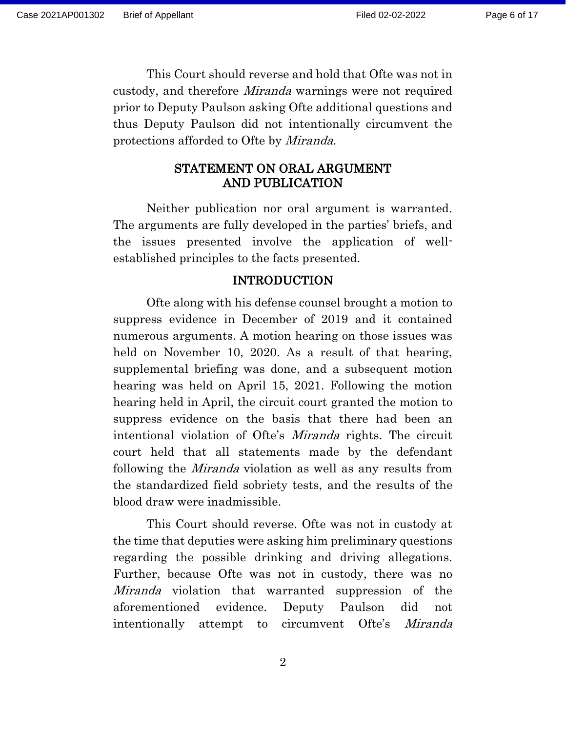This Court should reverse and hold that Ofte was not in custody, and therefore *Miranda* warnings were not required prior to Deputy Paulson asking Ofte additional questions and thus Deputy Paulson did not intentionally circumvent the protections afforded to Ofte by *Miranda*.

## STATEMENT ON ORAL ARGUMENT AND PUBLICATION

Neither publication nor oral argument is warranted. The arguments are fully developed in the parties' briefs, and the issues presented involve the application of well-established principles to the facts presented.

## INTRODUCTION

Ofte along with his defense counsel brought a motion to suppress evidence in December of 2019 and it contained numerous arguments. A motion hearing on those issues was held on November 10, 2020. As a result of that hearing, supplemental briefing was done, and a subsequent motion hearing was held on April 15, 2021. Following the motion hearing held in April, the circuit court granted the motion to suppress evidence on the basis that there had been an intentional violation of Ofte's *Miranda* rights. The circuit court held that all statements made by the defendant following the *Miranda* violation as well as any results from the standardized field sobriety tests, and the results of the blood draw were inadmissible.

This Court should reverse. Ofte was not in custody at the time that deputies were asking him preliminary questions regarding the possible drinking and driving allegations. Further, because Ofte was not in custody, there was no *Miranda* violation that warranted suppression of the aforementioned evidence. Deputy Paulson did not intentionally attempt to circumvent Ofte's *Miranda*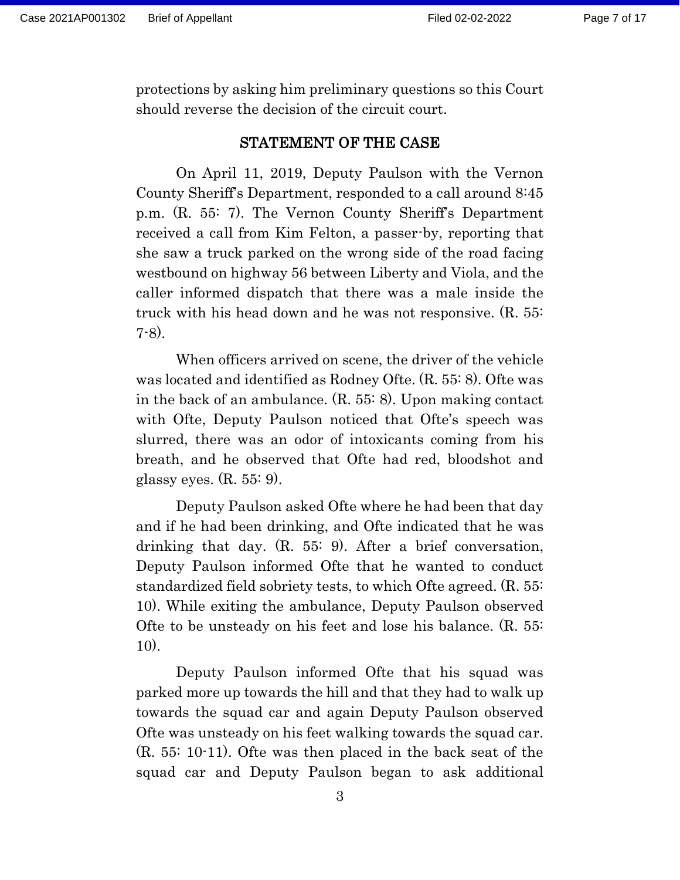protections by asking him preliminary questions so this Court should reverse the decision of the circuit court.

## STATEMENT OF THE CASE

On April 11, 2019, Deputy Paulson with the Vernon County Sheriff's Department, responded to a call around 8:45 p.m. (R. 55: 7). The Vernon County Sheriff's Department received a call from Kim Felton, a passer-by, reporting that she saw a truck parked on the wrong side of the road facing westbound on highway 56 between Liberty and Viola, and the caller informed dispatch that there was a male inside the truck with his head down and he was not responsive. (R. 55: 7-8).

When officers arrived on scene, the driver of the vehicle was located and identified as Rodney Ofte. (R. 55: 8). Ofte was in the back of an ambulance. (R. 55: 8). Upon making contact with Ofte, Deputy Paulson noticed that Ofte's speech was slurred, there was an odor of intoxicants coming from his breath, and he observed that Ofte had red, bloodshot and glassy eyes. (R. 55: 9).

Deputy Paulson asked Ofte where he had been that day and if he had been drinking, and Ofte indicated that he was drinking that day. (R. 55: 9). After a brief conversation, Deputy Paulson informed Ofte that he wanted to conduct standardized field sobriety tests, to which Ofte agreed. (R. 55: 10). While exiting the ambulance, Deputy Paulson observed Ofte to be unsteady on his feet and lose his balance. (R. 55: 10).

Deputy Paulson informed Ofte that his squad was parked more up towards the hill and that they had to walk up towards the squad car and again Deputy Paulson observed Ofte was unsteady on his feet walking towards the squad car. (R. 55: 10-11). Ofte was then placed in the back seat of the squad car and Deputy Paulson began to ask additional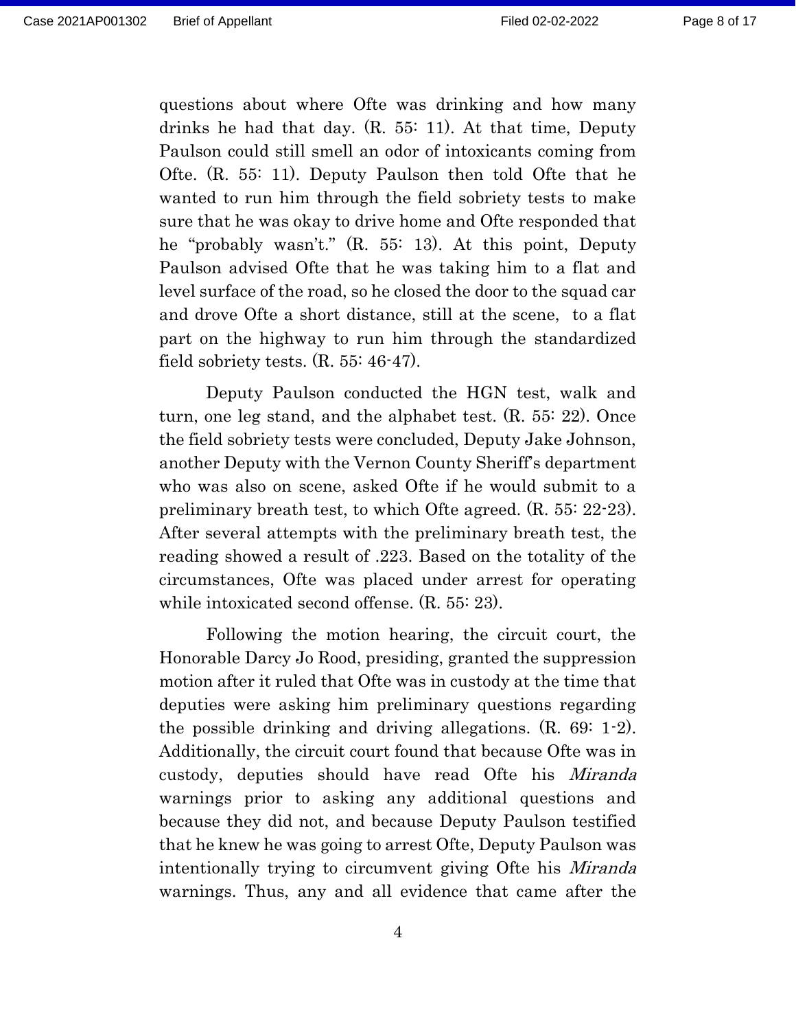questions about where Ofte was drinking and how many drinks he had that day. (R. 55: 11). At that time, Deputy Paulson could still smell an odor of intoxicants coming from Ofte. (R. 55: 11). Deputy Paulson then told Ofte that he wanted to run him through the field sobriety tests to make sure that he was okay to drive home and Ofte responded that he "probably wasn't." (R. 55: 13). At this point, Deputy Paulson advised Ofte that he was taking him to a flat and level surface of the road, so he closed the door to the squad car and drove Ofte a short distance, still at the scene, to a flat part on the highway to run him through the standardized field sobriety tests. (R. 55: 46-47).

Deputy Paulson conducted the HGN test, walk and turn, one leg stand, and the alphabet test. (R. 55: 22). Once the field sobriety tests were concluded, Deputy Jake Johnson, another Deputy with the Vernon County Sheriff's department who was also on scene, asked Ofte if he would submit to a preliminary breath test, to which Ofte agreed. (R. 55: 22-23). After several attempts with the preliminary breath test, the reading showed a result of .223. Based on the totality of the circumstances, Ofte was placed under arrest for operating while intoxicated second offense. (R. 55: 23).

Following the motion hearing, the circuit court, the Honorable Darcy Jo Rood, presiding, granted the suppression motion after it ruled that Ofte was in custody at the time that deputies were asking him preliminary questions regarding the possible drinking and driving allegations. (R. 69: 1-2). Additionally, the circuit court found that because Ofte was in custody, deputies should have read Ofte his *Miranda* warnings prior to asking any additional questions and because they did not, and because Deputy Paulson testified that he knew he was going to arrest Ofte, Deputy Paulson was intentionally trying to circumvent giving Ofte his *Miranda* warnings. Thus, any and all evidence that came after the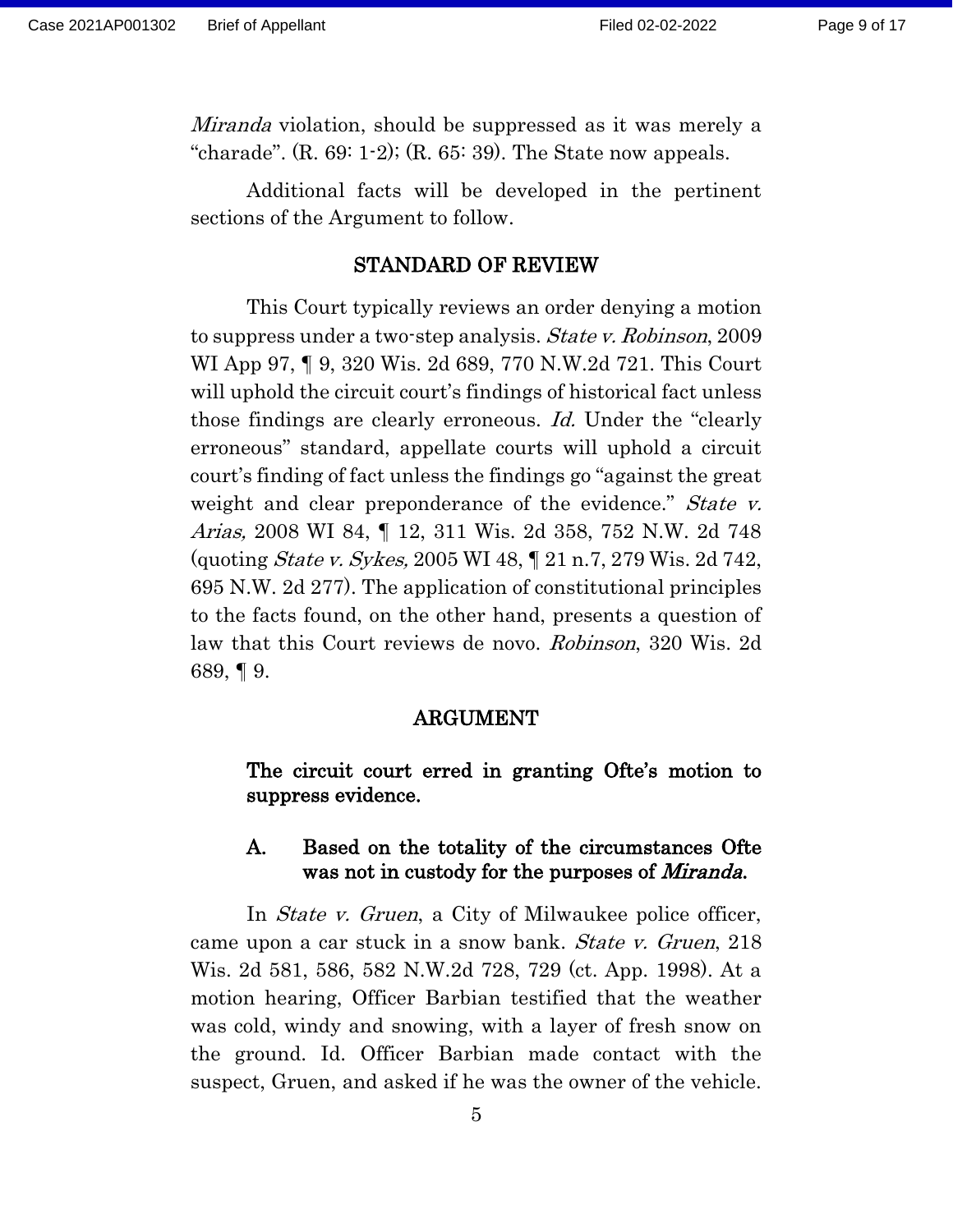*Miranda* violation, should be suppressed as it was merely a "charade". (R. 69: 1-2); (R. 65: 39). The State now appeals.

Additional facts will be developed in the pertinent sections of the Argument to follow.

## STANDARD OF REVIEW

This Court typically reviews an order denying a motion to suppress under a two-step analysis. *State v. Robinson*, 2009 WI App 97, ¶ 9, 320 Wis. 2d 689, 770 N.W.2d 721. This Court will uphold the circuit court's findings of historical fact unless those findings are clearly erroneous. *Id.* Under the "clearly erroneous" standard, appellate courts will uphold a circuit court's finding of fact unless the findings go "against the great weight and clear preponderance of the evidence." *State v. Arias,* 2008 WI 84, ¶ 12, 311 Wis. 2d 358, 752 N.W. 2d 748 (quoting *State v. Sykes,* 2005 WI 48, ¶ 21 n.7, 279 Wis. 2d 742, 695 N.W. 2d 277). The application of constitutional principles to the facts found, on the other hand, presents a question of law that this Court reviews de novo. *Robinson*, 320 Wis. 2d 689, ¶ 9.

## ARGUMENT

### The circuit court erred in granting Ofte's motion to suppress evidence.

#### A. Based on the totality of the circumstances Ofte was not in custody for the purposes of *Miranda*.

In *State v. Gruen*, a City of Milwaukee police officer, came upon a car stuck in a snow bank. *State v. Gruen*, 218 Wis. 2d 581, 586, 582 N.W.2d 728, 729 (ct. App. 1998). At a motion hearing, Officer Barbian testified that the weather was cold, windy and snowing, with a layer of fresh snow on the ground. Id. Officer Barbian made contact with the suspect, Gruen, and asked if he was the owner of the vehicle.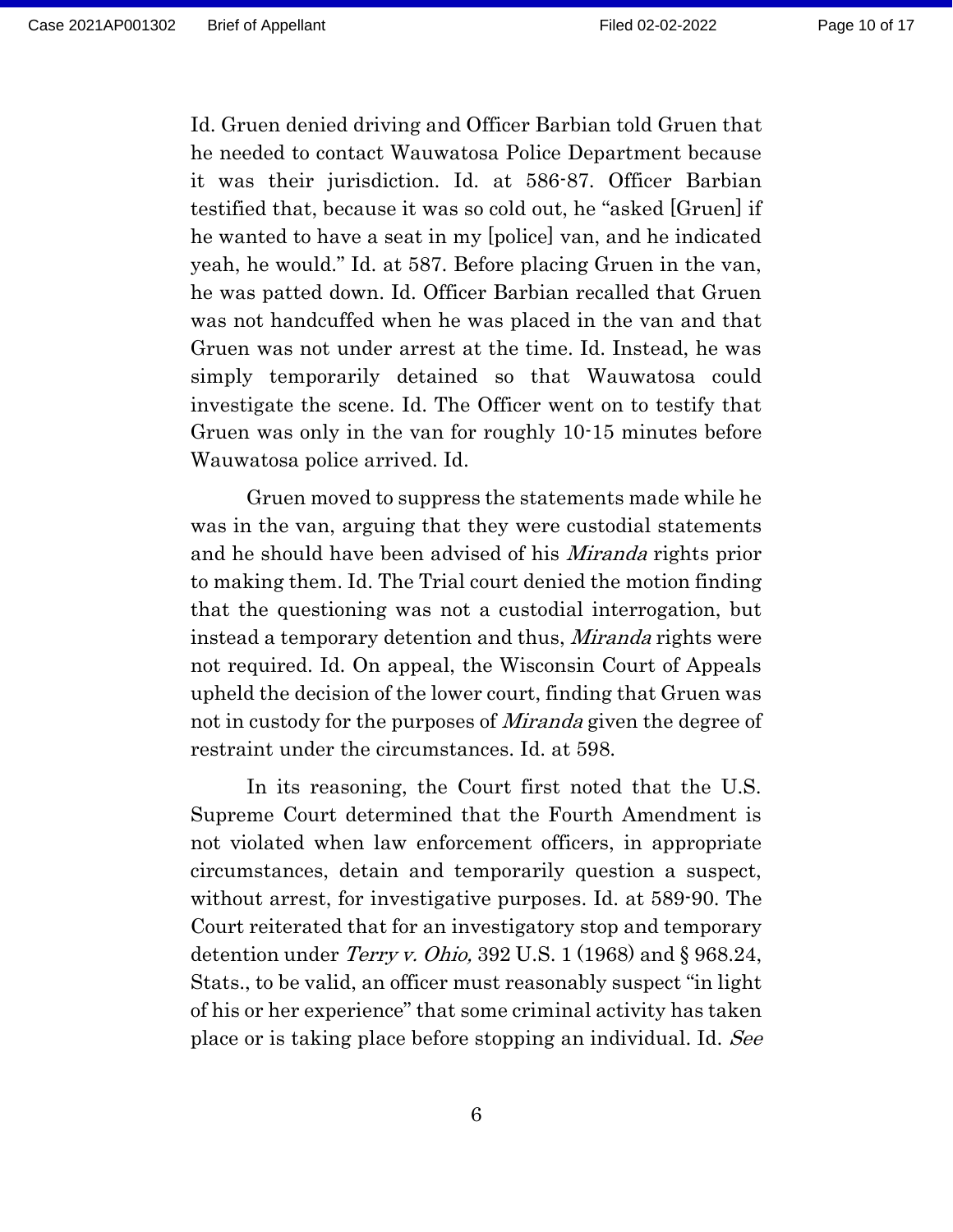Id. Gruen denied driving and Officer Barbian told Gruen that he needed to contact Wauwatosa Police Department because it was their jurisdiction. Id. at 586-87. Officer Barbian testified that, because it was so cold out, he "asked [Gruen] if he wanted to have a seat in my [police] van, and he indicated yeah, he would." Id. at 587. Before placing Gruen in the van, he was patted down. Id. Officer Barbian recalled that Gruen was not handcuffed when he was placed in the van and that Gruen was not under arrest at the time. Id. Instead, he was simply temporarily detained so that Wauwatosa could investigate the scene. Id. The Officer went on to testify that Gruen was only in the van for roughly 10-15 minutes before Wauwatosa police arrived. Id.

Gruen moved to suppress the statements made while he was in the van, arguing that they were custodial statements and he should have been advised of his *Miranda* rights prior to making them. Id. The Trial court denied the motion finding that the questioning was not a custodial interrogation, but instead a temporary detention and thus, *Miranda* rights were not required. Id. On appeal, the Wisconsin Court of Appeals upheld the decision of the lower court, finding that Gruen was not in custody for the purposes of *Miranda* given the degree of restraint under the circumstances. Id. at 598.

In its reasoning, the Court first noted that the U.S. Supreme Court determined that the Fourth Amendment is not violated when law enforcement officers, in appropriate circumstances, detain and temporarily question a suspect, without arrest, for investigative purposes. Id. at 589-90. The Court reiterated that for an investigatory stop and temporary detention under *Terry v. Ohio,* 392 U.S. 1 (1968) and § 968.24, Stats., to be valid, an officer must reasonably suspect "in light of his or her experience" that some criminal activity has taken place or is taking place before stopping an individual. Id. *See*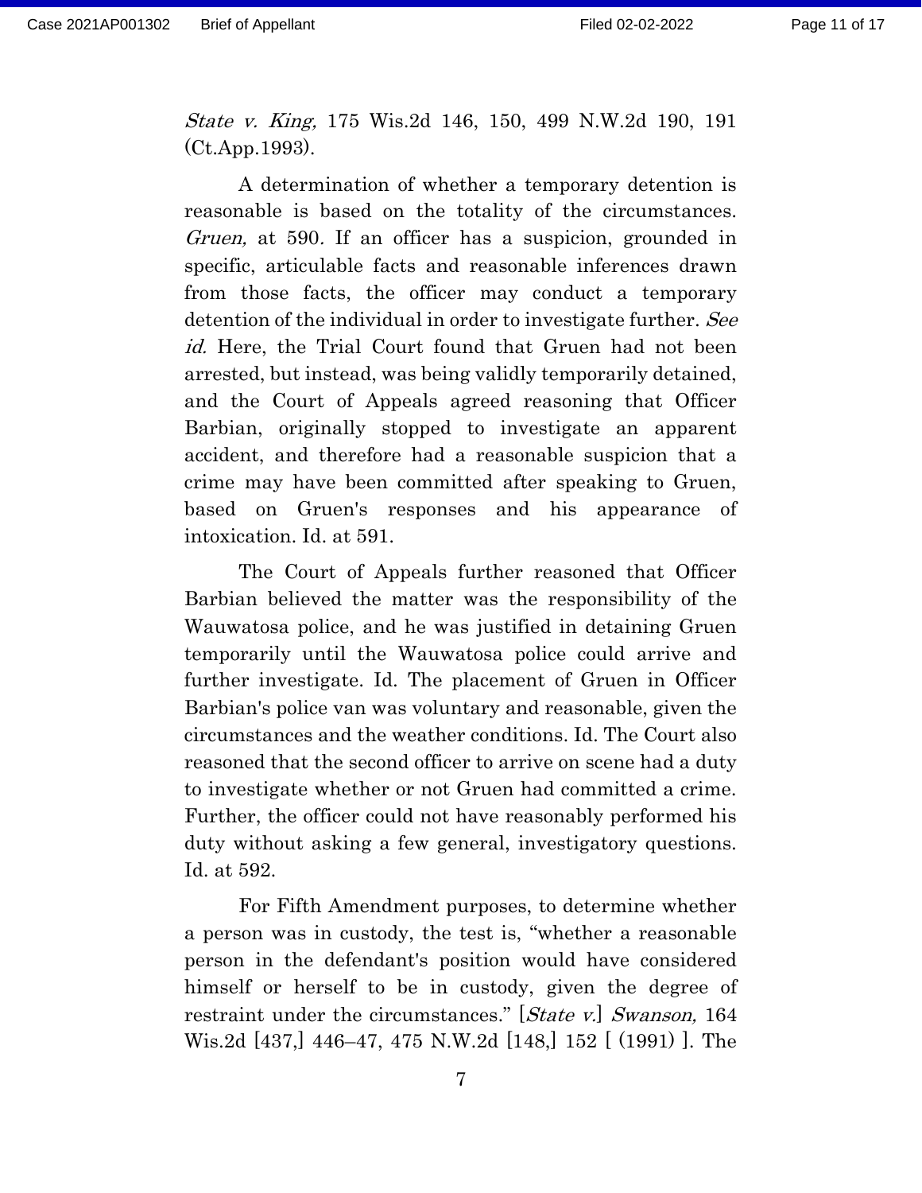*State v. King,* 175 Wis.2d 146, 150, 499 N.W.2d 190, 191 (Ct.App.1993).

A determination of whether a temporary detention is reasonable is based on the totality of the circumstances. *Gruen,* at 590. If an officer has a suspicion, grounded in specific, articulable facts and reasonable inferences drawn from those facts, the officer may conduct a temporary detention of the individual in order to investigate further. *See id.* Here, the Trial Court found that Gruen had not been arrested, but instead, was being validly temporarily detained, and the Court of Appeals agreed reasoning that Officer Barbian, originally stopped to investigate an apparent accident, and therefore had a reasonable suspicion that a crime may have been committed after speaking to Gruen, based on Gruen's responses and his appearance of intoxication. Id. at 591.

The Court of Appeals further reasoned that Officer Barbian believed the matter was the responsibility of the Wauwatosa police, and he was justified in detaining Gruen temporarily until the Wauwatosa police could arrive and further investigate. Id. The placement of Gruen in Officer Barbian's police van was voluntary and reasonable, given the circumstances and the weather conditions. Id. The Court also reasoned that the second officer to arrive on scene had a duty to investigate whether or not Gruen had committed a crime. Further, the officer could not have reasonably performed his duty without asking a few general, investigatory questions. Id. at 592.

For Fifth Amendment purposes, to determine whether a person was in custody, the test is, "whether a reasonable person in the defendant's position would have considered himself or herself to be in custody, given the degree of restraint under the circumstances." [*State v.*] *Swanson,* 164 Wis.2d [437,] 446–47, 475 N.W.2d [148,] 152 [ (1991) ]. The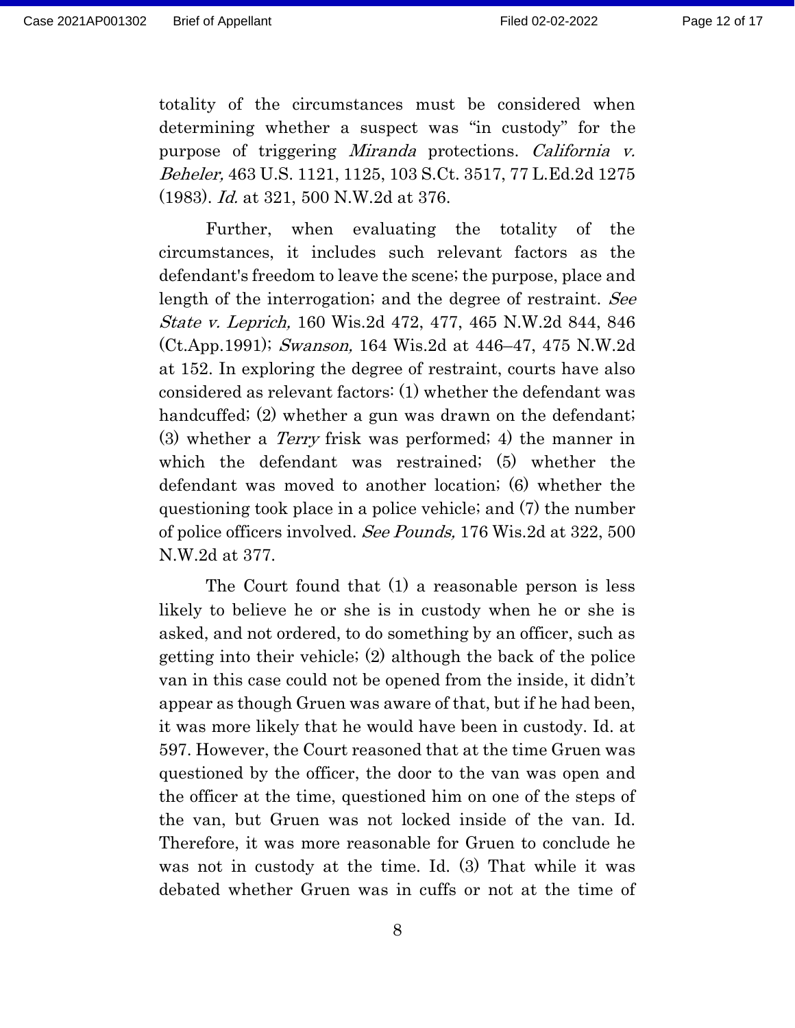totality of the circumstances must be considered when determining whether a suspect was "in custody" for the purpose of triggering *Miranda* protections. *California v. Beheler,* 463 U.S. 1121, 1125, 103 S.Ct. 3517, 77 L.Ed.2d 1275 (1983). *Id.* at 321, 500 N.W.2d at 376.

Further, when evaluating the totality of the circumstances, it includes such relevant factors as the defendant's freedom to leave the scene; the purpose, place and length of the interrogation; and the degree of restraint. *See State v. Leprich,* 160 Wis.2d 472, 477, 465 N.W.2d 844, 846 (Ct.App.1991); *Swanson,* 164 Wis.2d at 446–47, 475 N.W.2d at 152. In exploring the degree of restraint, courts have also considered as relevant factors: (1) whether the defendant was handcuffed; (2) whether a gun was drawn on the defendant; (3) whether a *Terry* frisk was performed; 4) the manner in which the defendant was restrained; (5) whether the defendant was moved to another location; (6) whether the questioning took place in a police vehicle; and (7) the number of police officers involved. *See Pounds,* 176 Wis.2d at 322, 500 N.W.2d at 377.

The Court found that (1) a reasonable person is less likely to believe he or she is in custody when he or she is asked, and not ordered, to do something by an officer, such as getting into their vehicle; (2) although the back of the police van in this case could not be opened from the inside, it didn't appear as though Gruen was aware of that, but if he had been, it was more likely that he would have been in custody. Id. at 597. However, the Court reasoned that at the time Gruen was questioned by the officer, the door to the van was open and the officer at the time, questioned him on one of the steps of the van, but Gruen was not locked inside of the van. Id. Therefore, it was more reasonable for Gruen to conclude he was not in custody at the time. Id. (3) That while it was debated whether Gruen was in cuffs or not at the time of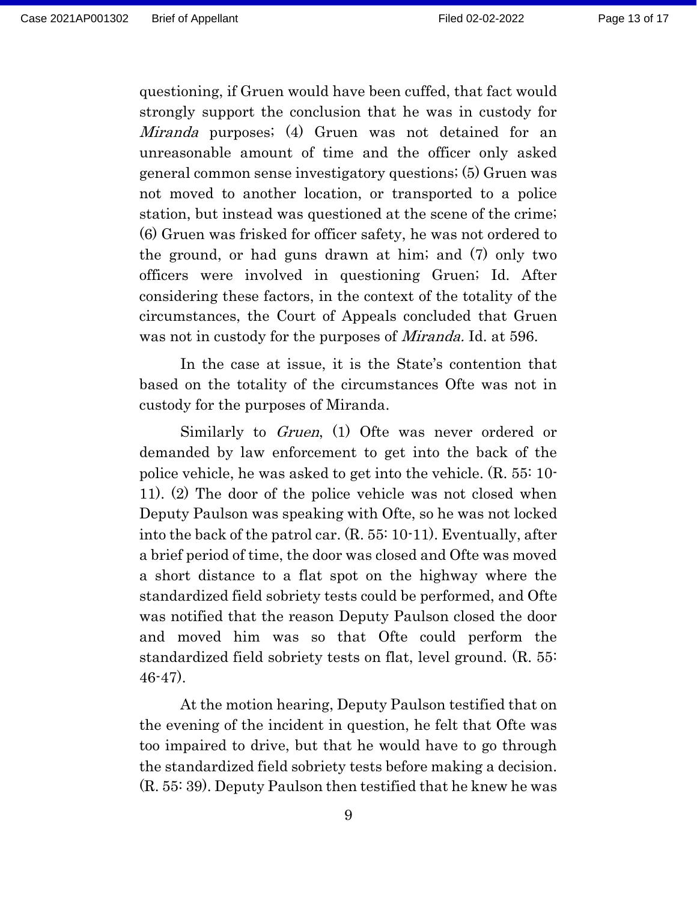questioning, if Gruen would have been cuffed, that fact would strongly support the conclusion that he was in custody for *Miranda* purposes; (4) Gruen was not detained for an unreasonable amount of time and the officer only asked general common sense investigatory questions; (5) Gruen was not moved to another location, or transported to a police station, but instead was questioned at the scene of the crime; (6) Gruen was frisked for officer safety, he was not ordered to the ground, or had guns drawn at him; and (7) only two officers were involved in questioning Gruen; Id. After considering these factors, in the context of the totality of the circumstances, the Court of Appeals concluded that Gruen was not in custody for the purposes of *Miranda.* Id. at 596.

In the case at issue, it is the State's contention that based on the totality of the circumstances Ofte was not in custody for the purposes of Miranda.

Similarly to *Gruen*, (1) Ofte was never ordered or demanded by law enforcement to get into the back of the police vehicle, he was asked to get into the vehicle. (R. 55: 10-11). (2) The door of the police vehicle was not closed when Deputy Paulson was speaking with Ofte, so he was not locked into the back of the patrol car. (R. 55: 10-11). Eventually, after a brief period of time, the door was closed and Ofte was moved a short distance to a flat spot on the highway where the standardized field sobriety tests could be performed, and Ofte was notified that the reason Deputy Paulson closed the door and moved him was so that Ofte could perform the standardized field sobriety tests on flat, level ground. (R. 55: 46-47).

At the motion hearing, Deputy Paulson testified that on the evening of the incident in question, he felt that Ofte was too impaired to drive, but that he would have to go through the standardized field sobriety tests before making a decision. (R. 55: 39). Deputy Paulson then testified that he knew he was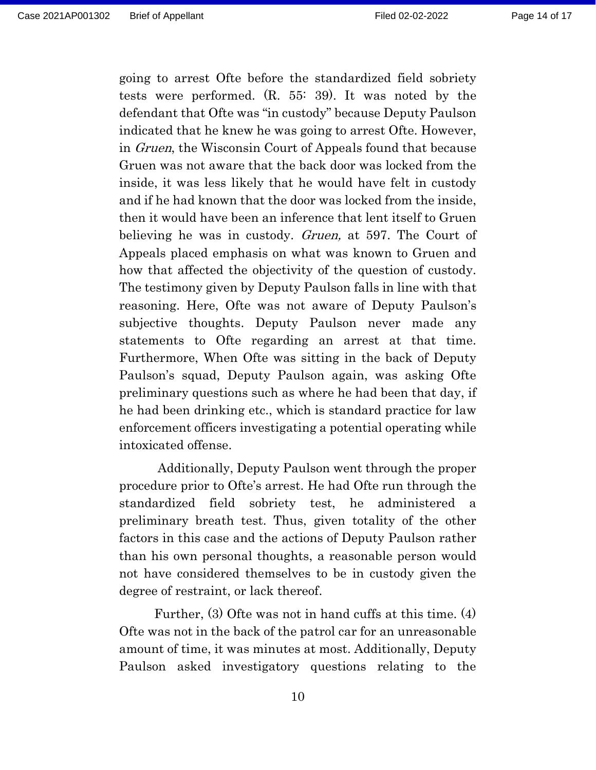going to arrest Ofte before the standardized field sobriety tests were performed. (R. 55: 39). It was noted by the defendant that Ofte was "in custody" because Deputy Paulson indicated that he knew he was going to arrest Ofte. However, in *Gruen*, the Wisconsin Court of Appeals found that because Gruen was not aware that the back door was locked from the inside, it was less likely that he would have felt in custody and if he had known that the door was locked from the inside, then it would have been an inference that lent itself to Gruen believing he was in custody. *Gruen,* at 597. The Court of Appeals placed emphasis on what was known to Gruen and how that affected the objectivity of the question of custody. The testimony given by Deputy Paulson falls in line with that reasoning. Here, Ofte was not aware of Deputy Paulson's subjective thoughts. Deputy Paulson never made any statements to Ofte regarding an arrest at that time. Furthermore, When Ofte was sitting in the back of Deputy Paulson's squad, Deputy Paulson again, was asking Ofte preliminary questions such as where he had been that day, if he had been drinking etc., which is standard practice for law enforcement officers investigating a potential operating while intoxicated offense.

Additionally, Deputy Paulson went through the proper procedure prior to Ofte's arrest. He had Ofte run through the standardized field sobriety test, he administered a preliminary breath test. Thus, given totality of the other factors in this case and the actions of Deputy Paulson rather than his own personal thoughts, a reasonable person would not have considered themselves to be in custody given the degree of restraint, or lack thereof.

Further, (3) Ofte was not in hand cuffs at this time. (4) Ofte was not in the back of the patrol car for an unreasonable amount of time, it was minutes at most. Additionally, Deputy Paulson asked investigatory questions relating to the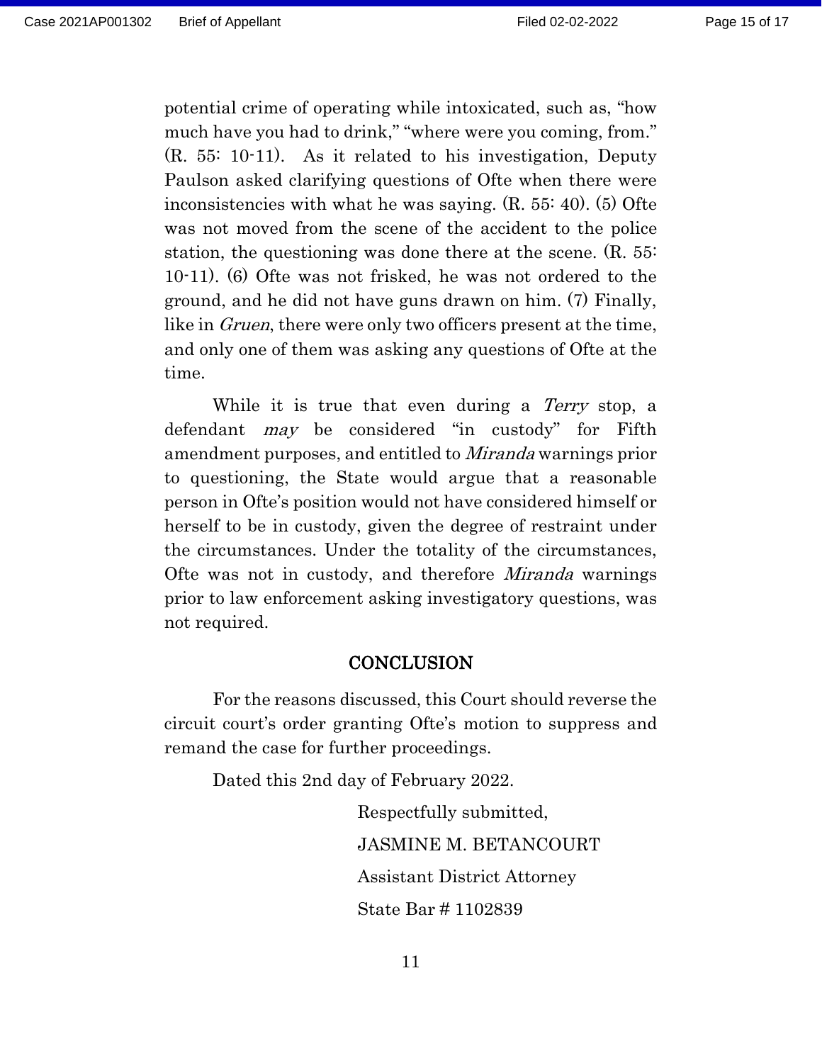potential crime of operating while intoxicated, such as, "how much have you had to drink," "where were you coming, from." (R. 55: 10-11). As it related to his investigation, Deputy Paulson asked clarifying questions of Ofte when there were inconsistencies with what he was saying. (R. 55: 40). (5) Ofte was not moved from the scene of the accident to the police station, the questioning was done there at the scene. (R. 55: 10-11). (6) Ofte was not frisked, he was not ordered to the ground, and he did not have guns drawn on him. (7) Finally, like in *Gruen*, there were only two officers present at the time, and only one of them was asking any questions of Ofte at the time.

While it is true that even during a *Terry* stop, a defendant *may* be considered "in custody" for Fifth amendment purposes, and entitled to *Miranda* warnings prior to questioning, the State would argue that a reasonable person in Ofte's position would not have considered himself or herself to be in custody, given the degree of restraint under the circumstances. Under the totality of the circumstances, Ofte was not in custody, and therefore *Miranda* warnings prior to law enforcement asking investigatory questions, was not required.

## CONCLUSION

For the reasons discussed, this Court should reverse the circuit court's order granting Ofte's motion to suppress and remand the case for further proceedings.

Dated this 2nd day of February 2022.

Respectfully submitted,

JASMINE M. BETANCOURT

Assistant District Attorney

State Bar # 1102839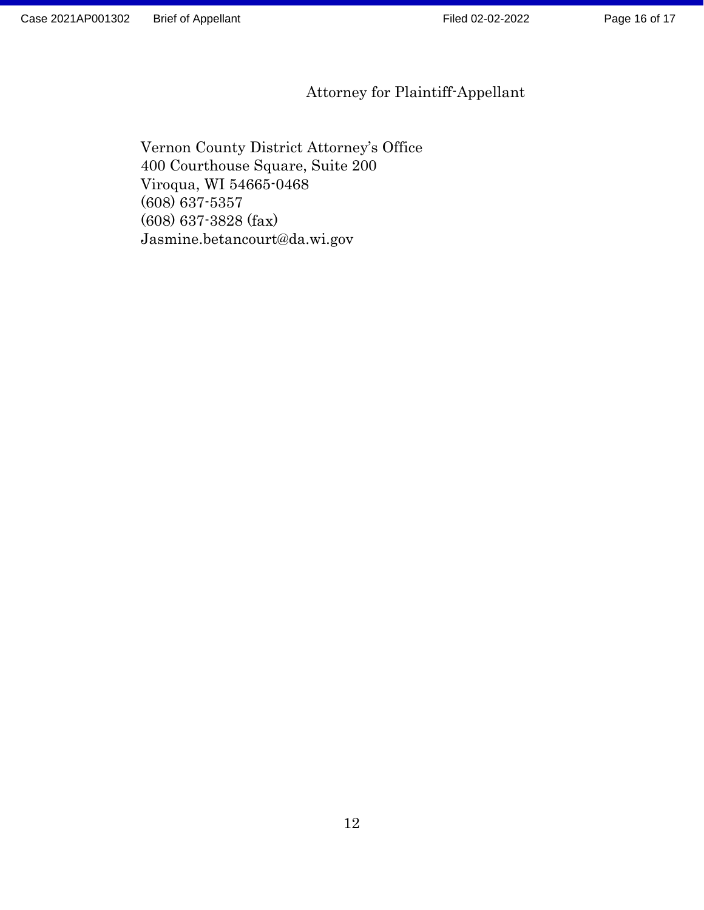Attorney for Plaintiff-Appellant

Vernon County District Attorney's Office
400 Courthouse Square, Suite 200
Viroqua, WI 54665-0468
(608) 637-5357
(608) 637-3828 (fax)
Jasmine.betancourt@da.wi.gov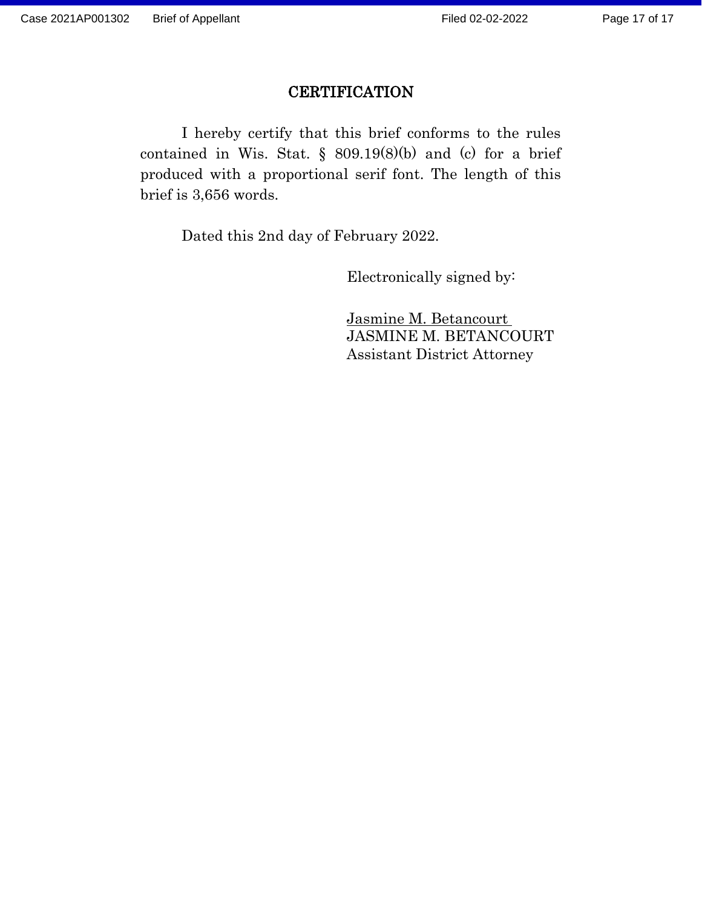# CERTIFICATION

I hereby certify that this brief conforms to the rules contained in Wis. Stat. § 809.19(8)(b) and (c) for a brief produced with a proportional serif font. The length of this brief is 3,656 words.

Dated this 2nd day of February 2022.

Electronically signed by:

Jasmine M. Betancourt
JASMINE M. BETANCOURT
Assistant District Attorney